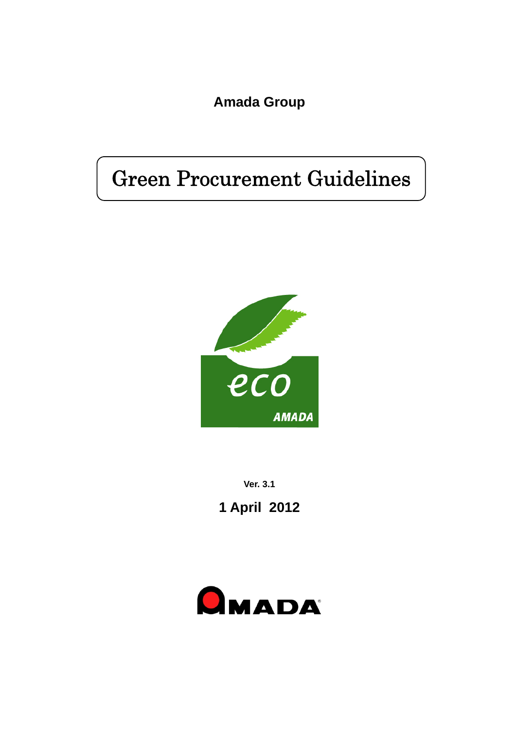**Amada Group**

# Green Procurement Guidelines

**Ver. 3.1**

**1 April 2012**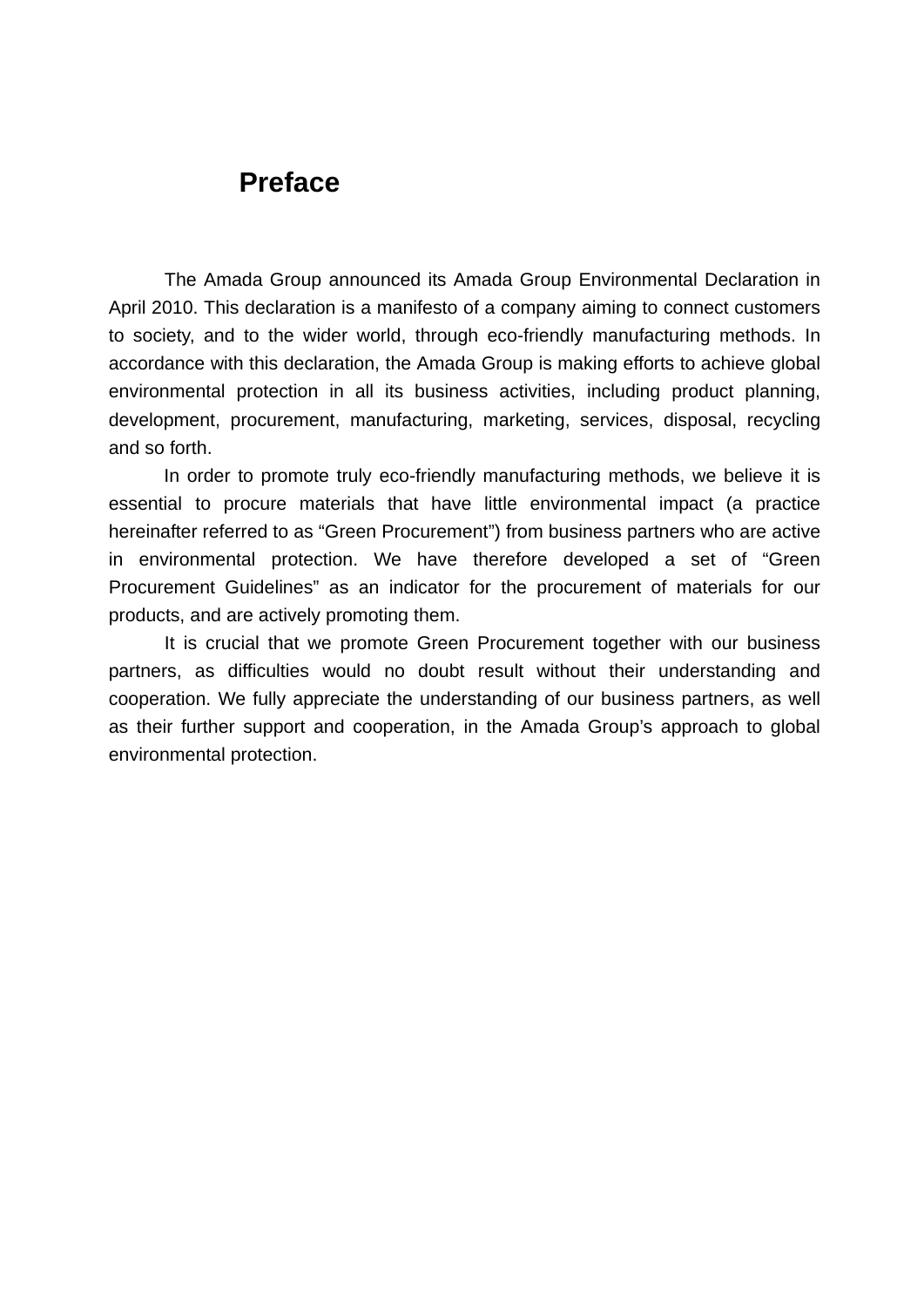# Preface

The Amada Group announced its Amada Group Environmental Declaration in April 2010. This declaration is a manifesto of a company aiming to connect customers to society, and to the wider world, through eco-friendly manufacturing methods. In accordance with this declaration, the Amada Group is making efforts to achieve global environmental protection in all its business activities, including product planning, development, procurement, manufacturing, marketing, services, disposal, recycling and so forth.

In order to promote truly eco-friendly manufacturing methods, we believe it is essential to procure materials that have little environmental impact (a practice hereinafter referred to as “Green Procurement”) from business partners who are active in environmental protection. We have therefore developed a set of “Green Procurement Guidelines” as an indicator for the procurement of materials for our products, and are actively promoting them.

It is crucial that we promote Green Procurement together with our business partners, as difficulties would no doubt result without their understanding and cooperation. We fully appreciate the understanding of our business partners, as well as their further support and cooperation, in the Amada Group’s approach to global environmental protection.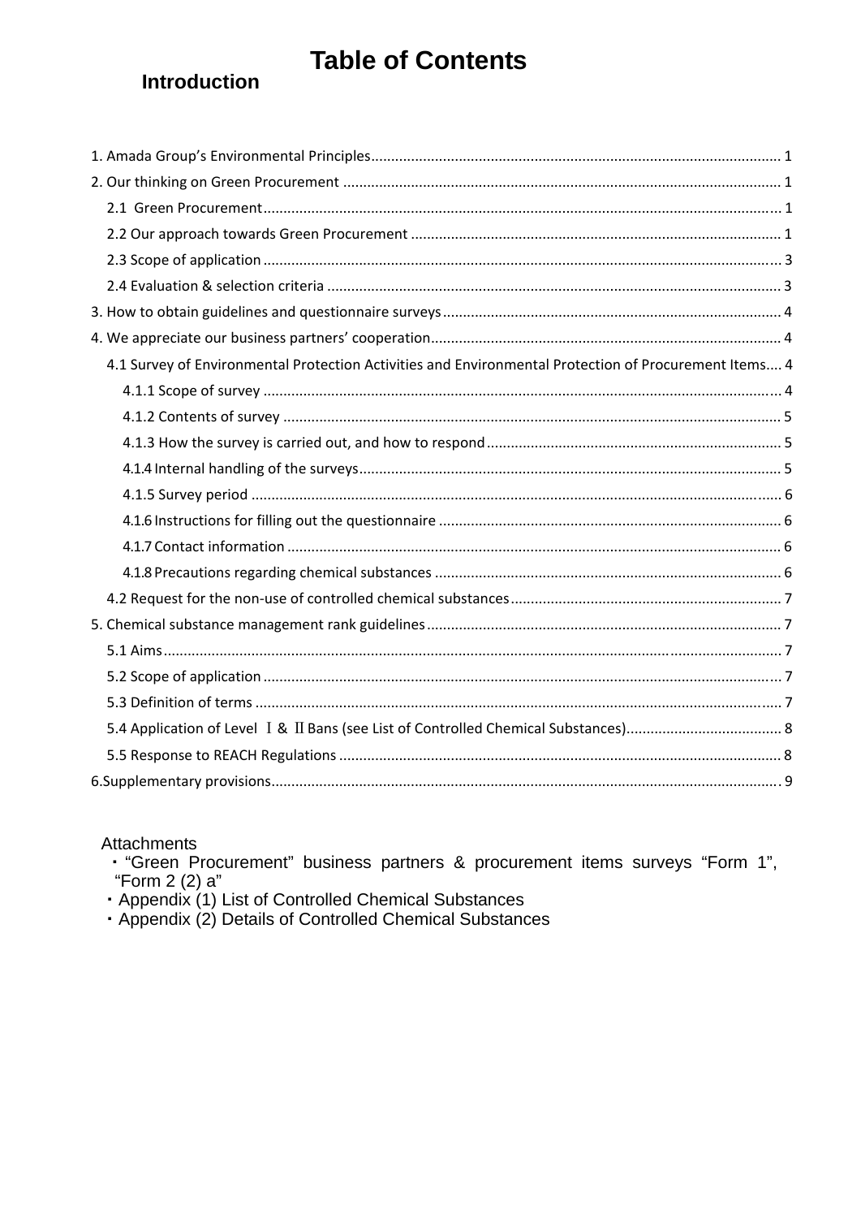# Table of Contents

## Introduction

1. Amada Group's Environmental Principles ..... 1
2. Our thinking on Green Procurement ..... 1
   - 2.1 Green Procurement ..... 1
   - 2.2 Our approach towards Green Procurement ..... 1
   - 2.3 Scope of application ..... 3
   - 2.4 Evaluation & selection criteria ..... 3
3. How to obtain guidelines and questionnaire surveys ..... 4
4. We appreciate our business partners' cooperation ..... 4
   - 4.1 Survey of Environmental Protection Activities and Environmental Protection of Procurement Items ..... 4
     - 4.1.1 Scope of survey ..... 4
     - 4.1.2 Contents of survey ..... 5
     - 4.1.3 How the survey is carried out, and how to respond ..... 5
     - 4.1.4 Internal handling of the surveys ..... 5
     - 4.1.5 Survey period ..... 6
     - 4.1.6 Instructions for filling out the questionnaire ..... 6
     - 4.1.7 Contact information ..... 6
     - 4.1.8 Precautions regarding chemical substances ..... 6
   - 4.2 Request for the non-use of controlled chemical substances ..... 7
5. Chemical substance management rank guidelines ..... 7
   - 5.1 Aims ..... 7
   - 5.2 Scope of application ..... 7
   - 5.3 Definition of terms ..... 7
   - 5.4 Application of Level Ⅰ & Ⅱ Bans (see List of Controlled Chemical Substances) ..... 8
   - 5.5 Response to REACH Regulations ..... 8
6. Supplementary provisions ..... 9

Attachments

- "Green Procurement" business partners & procurement items surveys "Form 1", "Form 2 (2) a"
- Appendix (1) List of Controlled Chemical Substances
- Appendix (2) Details of Controlled Chemical Substances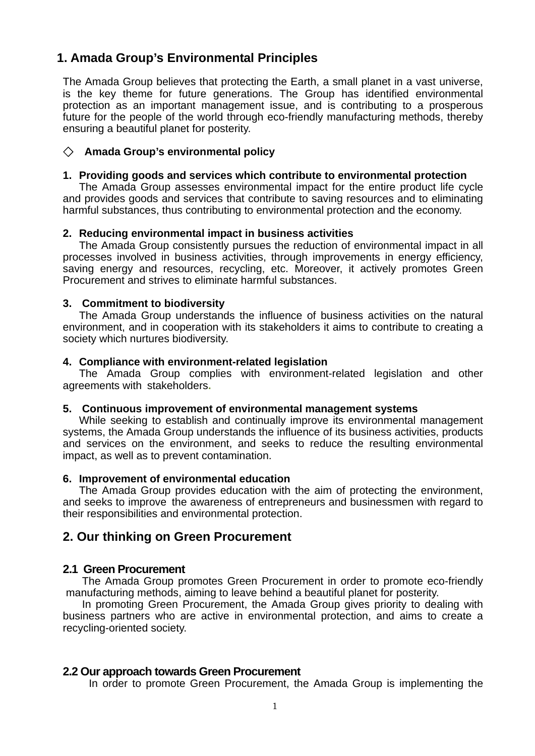# 1. Amada Group's Environmental Principles

The Amada Group believes that protecting the Earth, a small planet in a vast universe, is the key theme for future generations. The Group has identified environmental protection as an important management issue, and is contributing to a prosperous future for the people of the world through eco-friendly manufacturing methods, thereby ensuring a beautiful planet for posterity.

### ◇ Amada Group's environmental policy

**1. Providing goods and services which contribute to environmental protection**

The Amada Group assesses environmental impact for the entire product life cycle and provides goods and services that contribute to saving resources and to eliminating harmful substances, thus contributing to environmental protection and the economy.

**2. Reducing environmental impact in business activities**

The Amada Group consistently pursues the reduction of environmental impact in all processes involved in business activities, through improvements in energy efficiency, saving energy and resources, recycling, etc. Moreover, it actively promotes Green Procurement and strives to eliminate harmful substances.

**3. Commitment to biodiversity**

The Amada Group understands the influence of business activities on the natural environment, and in cooperation with its stakeholders it aims to contribute to creating a society which nurtures biodiversity.

**4. Compliance with environment-related legislation**

The Amada Group complies with environment-related legislation and other agreements with stakeholders.

**5. Continuous improvement of environmental management systems**

While seeking to establish and continually improve its environmental management systems, the Amada Group understands the influence of its business activities, products and services on the environment, and seeks to reduce the resulting environmental impact, as well as to prevent contamination.

**6. Improvement of environmental education**

The Amada Group provides education with the aim of protecting the environment, and seeks to improve the awareness of entrepreneurs and businessmen with regard to their responsibilities and environmental protection.

# 2. Our thinking on Green Procurement

## 2.1 Green Procurement

The Amada Group promotes Green Procurement in order to promote eco-friendly manufacturing methods, aiming to leave behind a beautiful planet for posterity.

In promoting Green Procurement, the Amada Group gives priority to dealing with business partners who are active in environmental protection, and aims to create a recycling-oriented society.

## 2.2 Our approach towards Green Procurement

In order to promote Green Procurement, the Amada Group is implementing the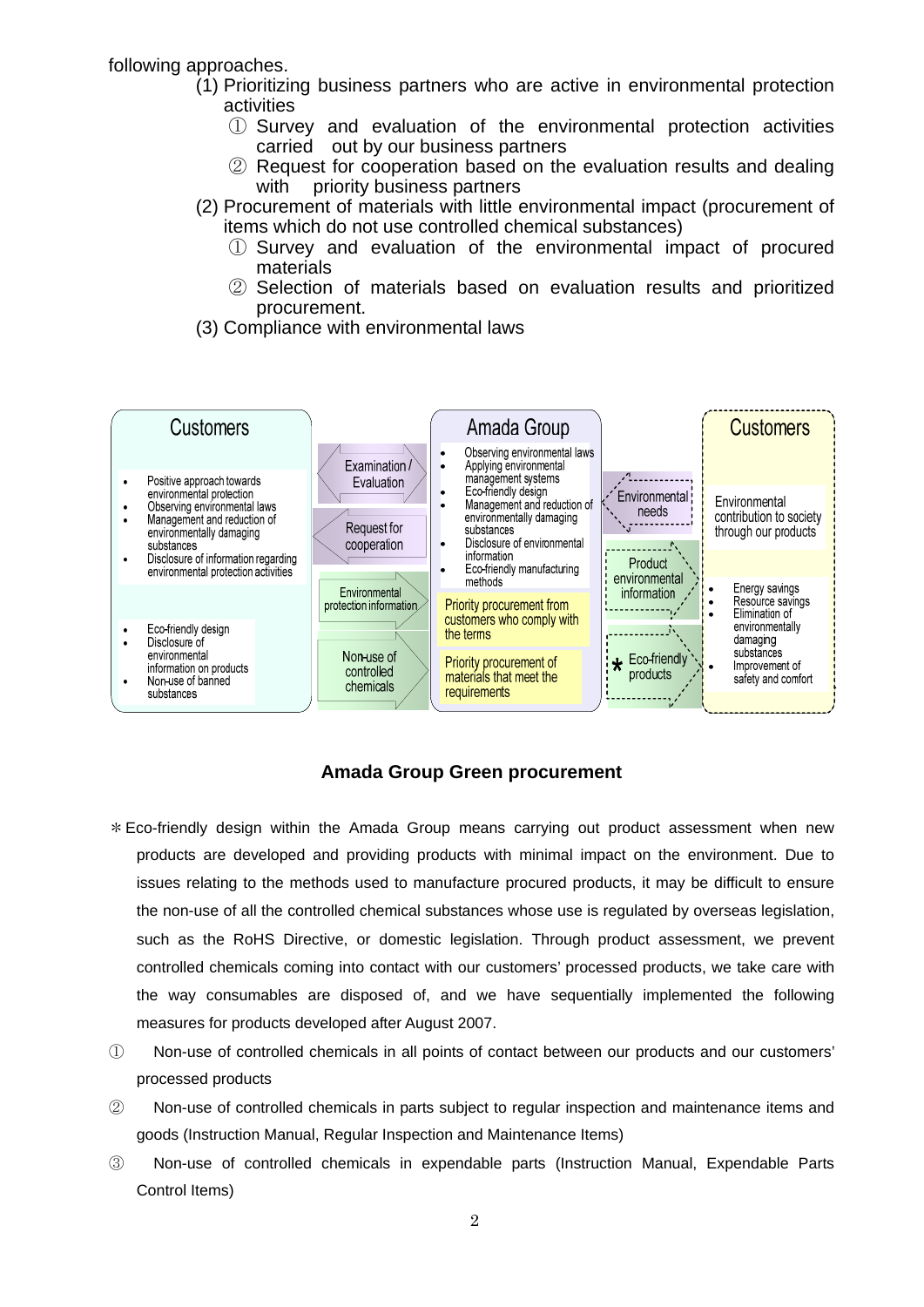following approaches.

(1) Prioritizing business partners who are active in environmental protection activities
  ① Survey and evaluation of the environmental protection activities carried out by our business partners
  ② Request for cooperation based on the evaluation results and dealing with priority business partners

(2) Procurement of materials with little environmental impact (procurement of items which do not use controlled chemical substances)
  ① Survey and evaluation of the environmental impact of procured materials
  ② Selection of materials based on evaluation results and prioritized procurement.

(3) Compliance with environmental laws

**Customers**
- Positive approach towards environmental protection
- Observing environmental laws
- Management and reduction of environmentally damaging substances
- Disclosure of information regarding environmental protection activities

- Eco-friendly design
- Disclosure of environmental information on products
- Non-use of banned substances

Examination / Evaluation

Request for cooperation

Environmental protection information

Non-use of controlled chemicals

**Amada Group**
- Observing environmental laws
- Applying environmental management systems
- Eco-friendly design
- Management and reduction of environmentally damaging substances
- Disclosure of environmental information
- Eco-friendly manufacturing methods

Priority procurement from customers who comply with the terms

Priority procurement of materials that meet the requirements

Environmental needs

Product environmental information

* Eco-friendly products

**Customers**

Environmental contribution to society through our products

- Energy savings
- Resource savings
- Elimination of environmentally damaging substances
- Improvement of safety and comfort

**Amada Group Green procurement**

＊Eco-friendly design within the Amada Group means carrying out product assessment when new products are developed and providing products with minimal impact on the environment. Due to issues relating to the methods used to manufacture procured products, it may be difficult to ensure the non-use of all the controlled chemical substances whose use is regulated by overseas legislation, such as the RoHS Directive, or domestic legislation. Through product assessment, we prevent controlled chemicals coming into contact with our customers' processed products, we take care with the way consumables are disposed of, and we have sequentially implemented the following measures for products developed after August 2007.

① Non-use of controlled chemicals in all points of contact between our products and our customers' processed products

② Non-use of controlled chemicals in parts subject to regular inspection and maintenance items and goods (Instruction Manual, Regular Inspection and Maintenance Items)

③ Non-use of controlled chemicals in expendable parts (Instruction Manual, Expendable Parts Control Items)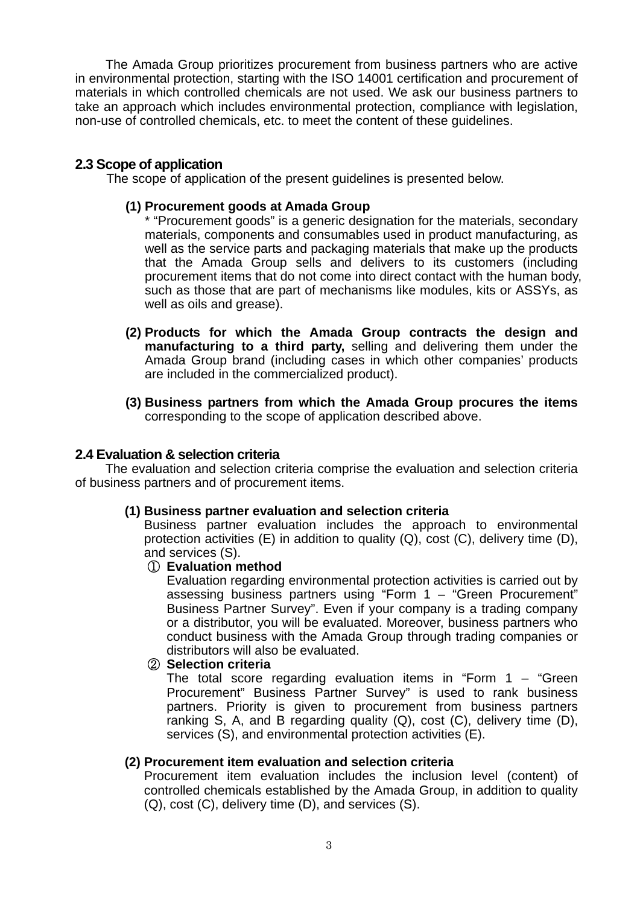The Amada Group prioritizes procurement from business partners who are active in environmental protection, starting with the ISO 14001 certification and procurement of materials in which controlled chemicals are not used. We ask our business partners to take an approach which includes environmental protection, compliance with legislation, non-use of controlled chemicals, etc. to meet the content of these guidelines.

### 2.3 Scope of application

The scope of application of the present guidelines is presented below.

**(1) Procurement goods at Amada Group**

\* “Procurement goods” is a generic designation for the materials, secondary materials, components and consumables used in product manufacturing, as well as the service parts and packaging materials that make up the products that the Amada Group sells and delivers to its customers (including procurement items that do not come into direct contact with the human body, such as those that are part of mechanisms like modules, kits or ASSYs, as well as oils and grease).

**(2) Products for which the Amada Group contracts the design and manufacturing to a third party,** selling and delivering them under the Amada Group brand (including cases in which other companies’ products are included in the commercialized product).

**(3) Business partners from which the Amada Group procures the items** corresponding to the scope of application described above.

### 2.4 Evaluation & selection criteria

The evaluation and selection criteria comprise the evaluation and selection criteria of business partners and of procurement items.

**(1) Business partner evaluation and selection criteria**

Business partner evaluation includes the approach to environmental protection activities (E) in addition to quality (Q), cost (C), delivery time (D), and services (S).

① **Evaluation method**

Evaluation regarding environmental protection activities is carried out by assessing business partners using “Form 1 – “Green Procurement” Business Partner Survey”. Even if your company is a trading company or a distributor, you will be evaluated. Moreover, business partners who conduct business with the Amada Group through trading companies or distributors will also be evaluated.

② **Selection criteria**

The total score regarding evaluation items in “Form 1 – “Green Procurement” Business Partner Survey” is used to rank business partners. Priority is given to procurement from business partners ranking S, A, and B regarding quality (Q), cost (C), delivery time (D), services (S), and environmental protection activities (E).

**(2) Procurement item evaluation and selection criteria**

Procurement item evaluation includes the inclusion level (content) of controlled chemicals established by the Amada Group, in addition to quality (Q), cost (C), delivery time (D), and services (S).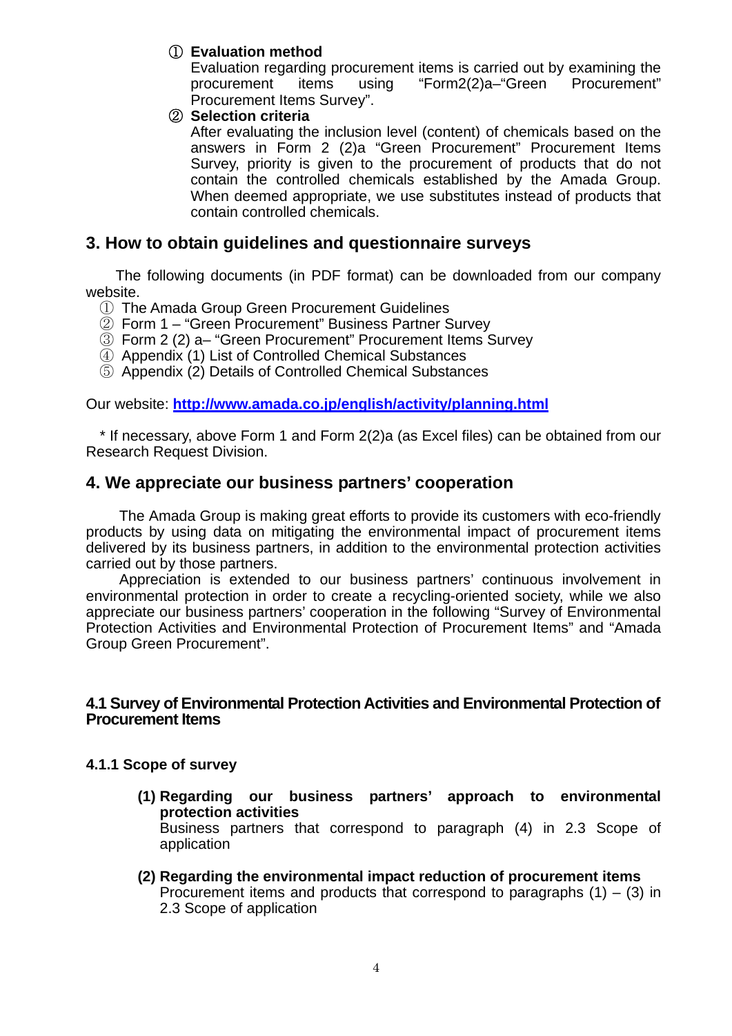① **Evaluation method**

Evaluation regarding procurement items is carried out by examining the procurement items using “Form2(2)a–“Green Procurement” Procurement Items Survey”.

② **Selection criteria**

After evaluating the inclusion level (content) of chemicals based on the answers in Form 2 (2)a “Green Procurement” Procurement Items Survey, priority is given to the procurement of products that do not contain the controlled chemicals established by the Amada Group. When deemed appropriate, we use substitutes instead of products that contain controlled chemicals.

## 3. How to obtain guidelines and questionnaire surveys

The following documents (in PDF format) can be downloaded from our company website.

① The Amada Group Green Procurement Guidelines
② Form 1 – “Green Procurement” Business Partner Survey
③ Form 2 (2) a– “Green Procurement” Procurement Items Survey
④ Appendix (1) List of Controlled Chemical Substances
⑤ Appendix (2) Details of Controlled Chemical Substances

Our website: **http://www.amada.co.jp/english/activity/planning.html**

\* If necessary, above Form 1 and Form 2(2)a (as Excel files) can be obtained from our Research Request Division.

## 4. We appreciate our business partners’ cooperation

The Amada Group is making great efforts to provide its customers with eco-friendly products by using data on mitigating the environmental impact of procurement items delivered by its business partners, in addition to the environmental protection activities carried out by those partners.

Appreciation is extended to our business partners’ continuous involvement in environmental protection in order to create a recycling-oriented society, while we also appreciate our business partners’ cooperation in the following “Survey of Environmental Protection Activities and Environmental Protection of Procurement Items” and “Amada Group Green Procurement”.

### 4.1 Survey of Environmental Protection Activities and Environmental Protection of Procurement Items

#### 4.1.1 Scope of survey

**(1) Regarding our business partners’ approach to environmental protection activities**

Business partners that correspond to paragraph (4) in 2.3 Scope of application

**(2) Regarding the environmental impact reduction of procurement items**

Procurement items and products that correspond to paragraphs (1) – (3) in 2.3 Scope of application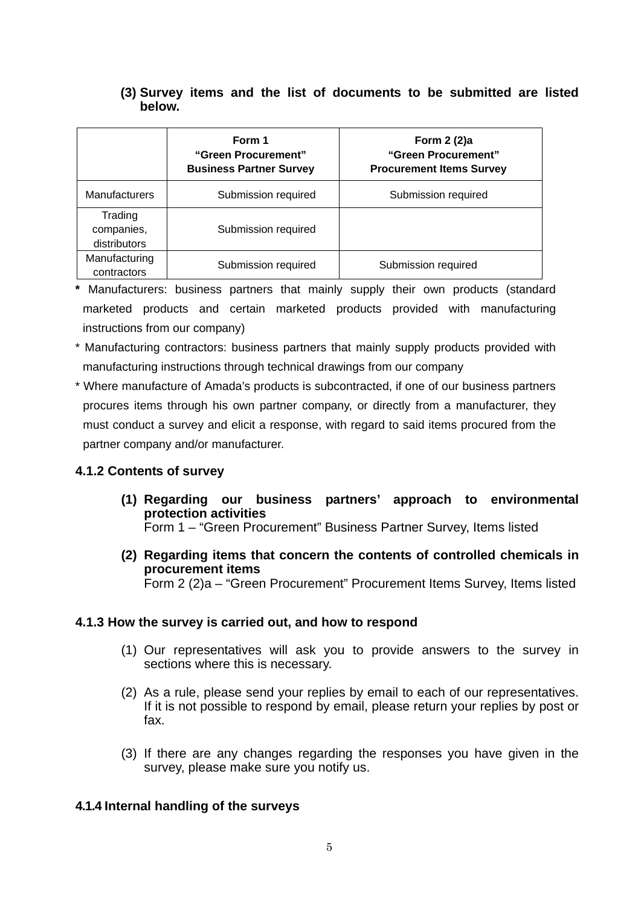**(3) Survey items and the list of documents to be submitted are listed below.**

| | **Form 1 “Green Procurement” Business Partner Survey** | **Form 2 (2)a “Green Procurement” Procurement Items Survey** |
|---|---|---|
| Manufacturers | Submission required | Submission required |
| Trading companies, distributors | Submission required | |
| Manufacturing contractors | Submission required | Submission required |

**\*** Manufacturers: business partners that mainly supply their own products (standard marketed products and certain marketed products provided with manufacturing instructions from our company)

\* Manufacturing contractors: business partners that mainly supply products provided with manufacturing instructions through technical drawings from our company

\* Where manufacture of Amada’s products is subcontracted, if one of our business partners procures items through his own partner company, or directly from a manufacturer, they must conduct a survey and elicit a response, with regard to said items procured from the partner company and/or manufacturer.

### 4.1.2 Contents of survey

**(1) Regarding our business partners’ approach to environmental protection activities**
Form 1 – “Green Procurement” Business Partner Survey, Items listed

**(2) Regarding items that concern the contents of controlled chemicals in procurement items**
Form 2 (2)a – “Green Procurement” Procurement Items Survey, Items listed

### 4.1.3 How the survey is carried out, and how to respond

(1) Our representatives will ask you to provide answers to the survey in sections where this is necessary.

(2) As a rule, please send your replies by email to each of our representatives. If it is not possible to respond by email, please return your replies by post or fax.

(3) If there are any changes regarding the responses you have given in the survey, please make sure you notify us.

### 4.1.4 Internal handling of the surveys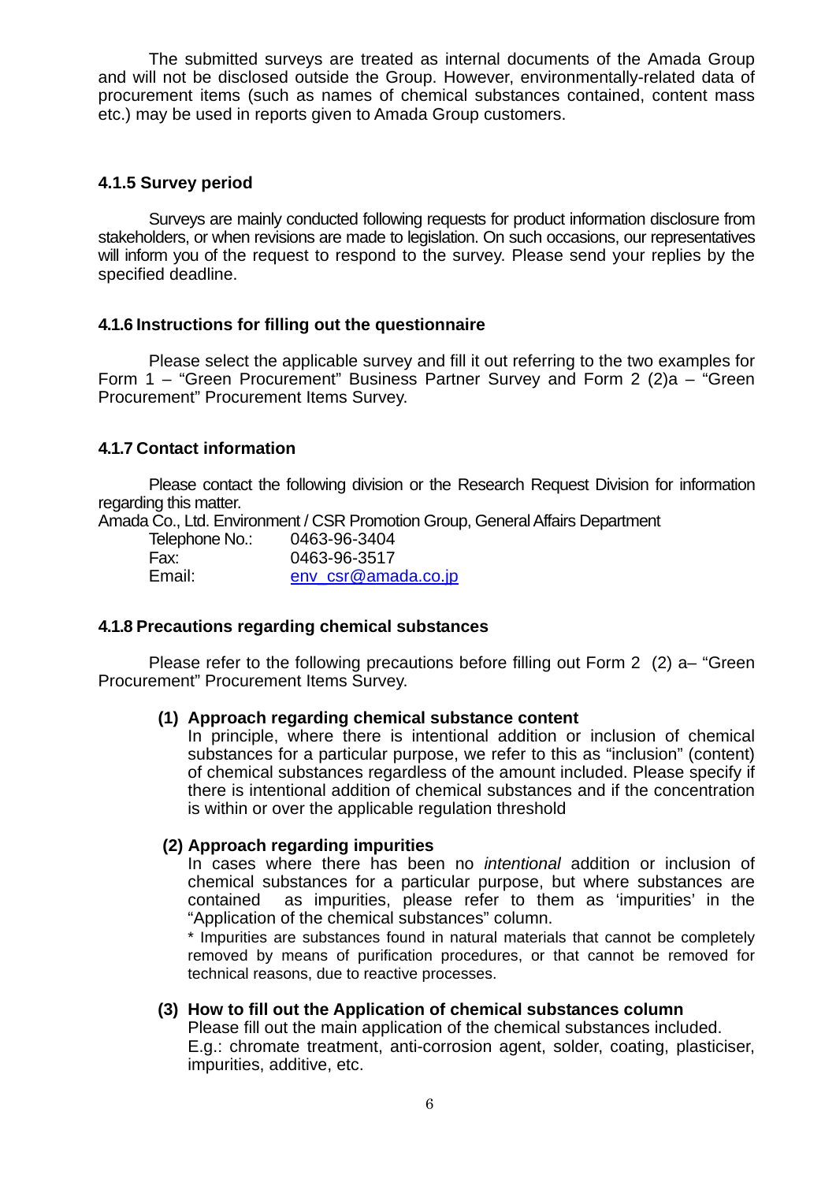The submitted surveys are treated as internal documents of the Amada Group and will not be disclosed outside the Group. However, environmentally-related data of procurement items (such as names of chemical substances contained, content mass etc.) may be used in reports given to Amada Group customers.

#### 4.1.5 Survey period

Surveys are mainly conducted following requests for product information disclosure from stakeholders, or when revisions are made to legislation. On such occasions, our representatives will inform you of the request to respond to the survey. Please send your replies by the specified deadline.

#### 4.1.6 Instructions for filling out the questionnaire

Please select the applicable survey and fill it out referring to the two examples for Form 1 – “Green Procurement” Business Partner Survey and Form 2 (2)a – “Green Procurement” Procurement Items Survey.

#### 4.1.7 Contact information

Please contact the following division or the Research Request Division for information regarding this matter.

Amada Co., Ltd. Environment / CSR Promotion Group, General Affairs Department

Telephone No.: 0463-96-3404
Fax: 0463-96-3517
Email: env_csr@amada.co.jp

#### 4.1.8 Precautions regarding chemical substances

Please refer to the following precautions before filling out Form 2 (2) a– “Green Procurement” Procurement Items Survey.

**(1) Approach regarding chemical substance content**
In principle, where there is intentional addition or inclusion of chemical substances for a particular purpose, we refer to this as “inclusion” (content) of chemical substances regardless of the amount included. Please specify if there is intentional addition of chemical substances and if the concentration is within or over the applicable regulation threshold

**(2) Approach regarding impurities**
In cases where there has been no *intentional* addition or inclusion of chemical substances for a particular purpose, but where substances are contained as impurities, please refer to them as ‘impurities’ in the “Application of the chemical substances” column.

* Impurities are substances found in natural materials that cannot be completely removed by means of purification procedures, or that cannot be removed for technical reasons, due to reactive processes.

**(3) How to fill out the Application of chemical substances column**
Please fill out the main application of the chemical substances included.
E.g.: chromate treatment, anti-corrosion agent, solder, coating, plasticiser, impurities, additive, etc.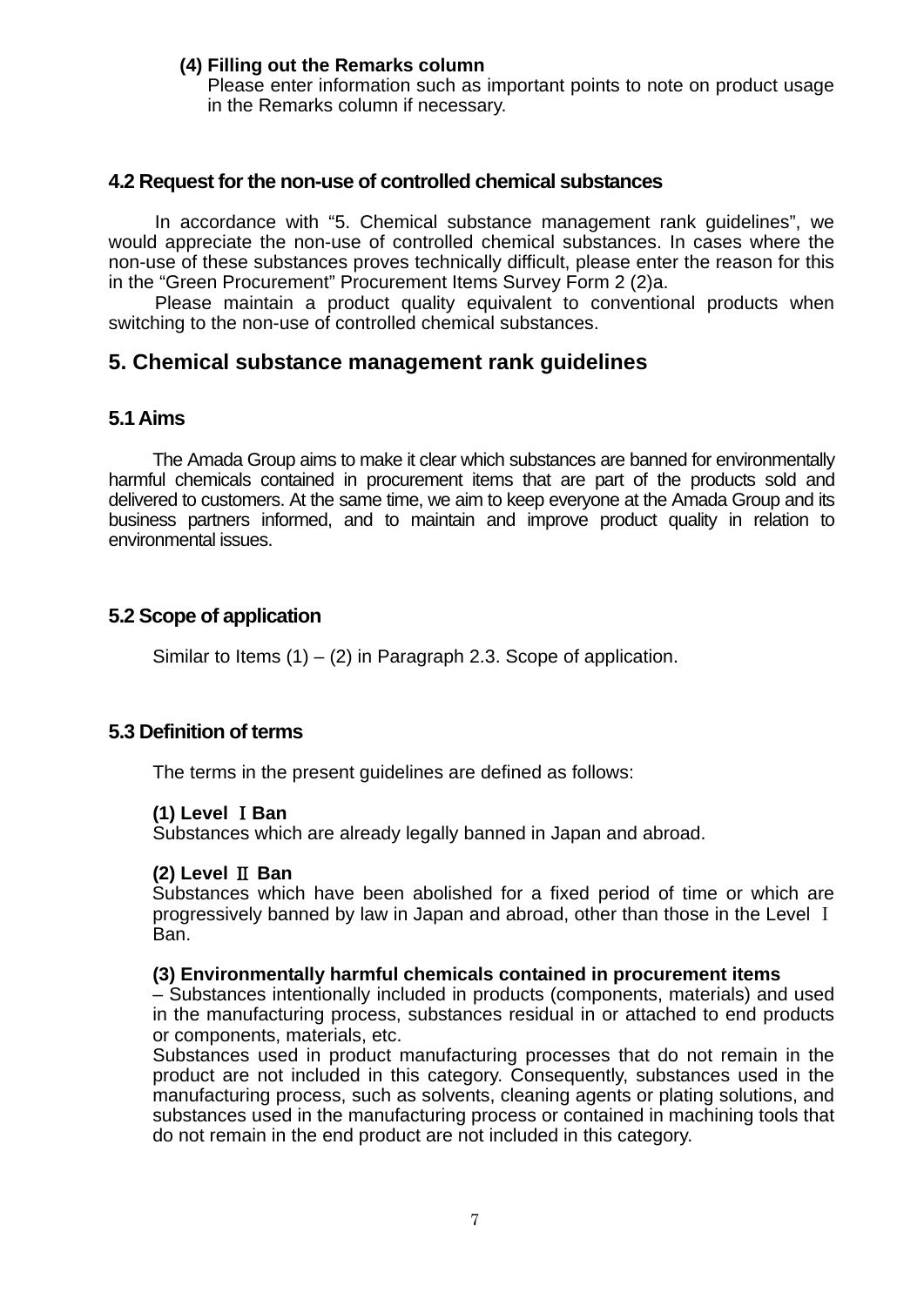**(4) Filling out the Remarks column**

Please enter information such as important points to note on product usage in the Remarks column if necessary.

### 4.2 Request for the non-use of controlled chemical substances

In accordance with "5. Chemical substance management rank guidelines", we would appreciate the non-use of controlled chemical substances. In cases where the non-use of these substances proves technically difficult, please enter the reason for this in the "Green Procurement" Procurement Items Survey Form 2 (2)a.

Please maintain a product quality equivalent to conventional products when switching to the non-use of controlled chemical substances.

## 5. Chemical substance management rank guidelines

### 5.1 Aims

The Amada Group aims to make it clear which substances are banned for environmentally harmful chemicals contained in procurement items that are part of the products sold and delivered to customers. At the same time, we aim to keep everyone at the Amada Group and its business partners informed, and to maintain and improve product quality in relation to environmental issues.

### 5.2 Scope of application

Similar to Items (1) – (2) in Paragraph 2.3. Scope of application.

### 5.3 Definition of terms

The terms in the present guidelines are defined as follows:

**(1) Level Ⅰ Ban**

Substances which are already legally banned in Japan and abroad.

**(2) Level Ⅱ Ban**

Substances which have been abolished for a fixed period of time or which are progressively banned by law in Japan and abroad, other than those in the Level Ⅰ Ban.

**(3) Environmentally harmful chemicals contained in procurement items**

– Substances intentionally included in products (components, materials) and used in the manufacturing process, substances residual in or attached to end products or components, materials, etc.

Substances used in product manufacturing processes that do not remain in the product are not included in this category. Consequently, substances used in the manufacturing process, such as solvents, cleaning agents or plating solutions, and substances used in the manufacturing process or contained in machining tools that do not remain in the end product are not included in this category.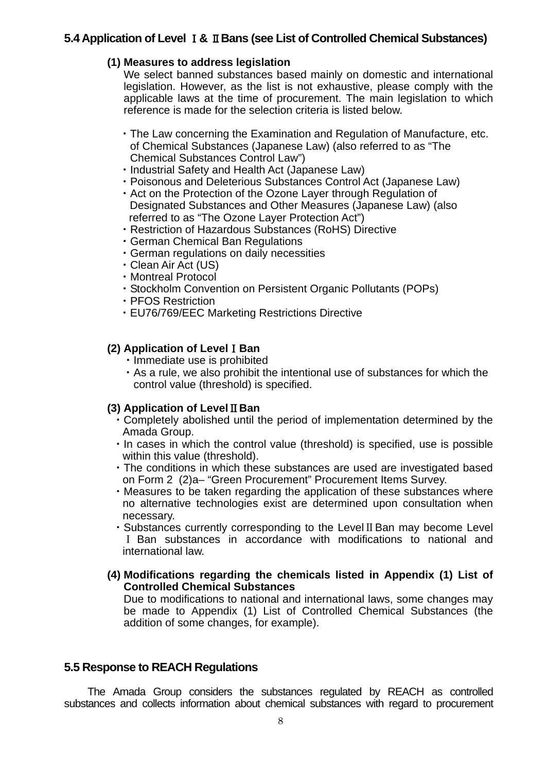## 5.4 Application of Level Ⅰ& Ⅱ Bans (see List of Controlled Chemical Substances)

**(1) Measures to address legislation**

We select banned substances based mainly on domestic and international legislation. However, as the list is not exhaustive, please comply with the applicable laws at the time of procurement. The main legislation to which reference is made for the selection criteria is listed below.

- The Law concerning the Examination and Regulation of Manufacture, etc. of Chemical Substances (Japanese Law) (also referred to as “The Chemical Substances Control Law”)
- Industrial Safety and Health Act (Japanese Law)
- Poisonous and Deleterious Substances Control Act (Japanese Law)
- Act on the Protection of the Ozone Layer through Regulation of Designated Substances and Other Measures (Japanese Law) (also referred to as “The Ozone Layer Protection Act”)
- Restriction of Hazardous Substances (RoHS) Directive
- German Chemical Ban Regulations
- German regulations on daily necessities
- Clean Air Act (US)
- Montreal Protocol
- Stockholm Convention on Persistent Organic Pollutants (POPs)
- PFOS Restriction
- EU76/769/EEC Marketing Restrictions Directive

**(2) Application of Level Ⅰ Ban**

- Immediate use is prohibited
- As a rule, we also prohibit the intentional use of substances for which the control value (threshold) is specified.

**(3) Application of Level Ⅱ Ban**

- Completely abolished until the period of implementation determined by the Amada Group.
- In cases in which the control value (threshold) is specified, use is possible within this value (threshold).
- The conditions in which these substances are used are investigated based on Form 2 (2)a– “Green Procurement” Procurement Items Survey.
- Measures to be taken regarding the application of these substances where no alternative technologies exist are determined upon consultation when necessary.
- Substances currently corresponding to the Level Ⅱ Ban may become Level Ⅰ Ban substances in accordance with modifications to national and international law.

**(4) Modifications regarding the chemicals listed in Appendix (1) List of Controlled Chemical Substances**

Due to modifications to national and international laws, some changes may be made to Appendix (1) List of Controlled Chemical Substances (the addition of some changes, for example).

## 5.5 Response to REACH Regulations

The Amada Group considers the substances regulated by REACH as controlled substances and collects information about chemical substances with regard to procurement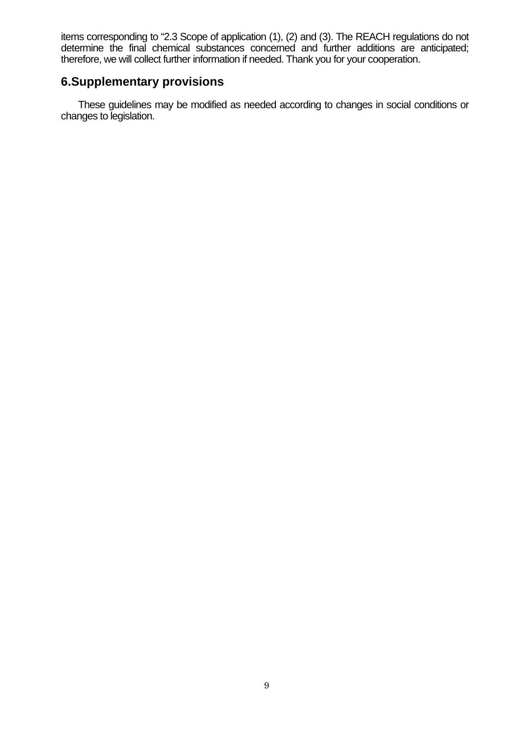items corresponding to “2.3 Scope of application (1), (2) and (3). The REACH regulations do not determine the final chemical substances concerned and further additions are anticipated; therefore, we will collect further information if needed. Thank you for your cooperation.

## 6.Supplementary provisions

These guidelines may be modified as needed according to changes in social conditions or changes to legislation.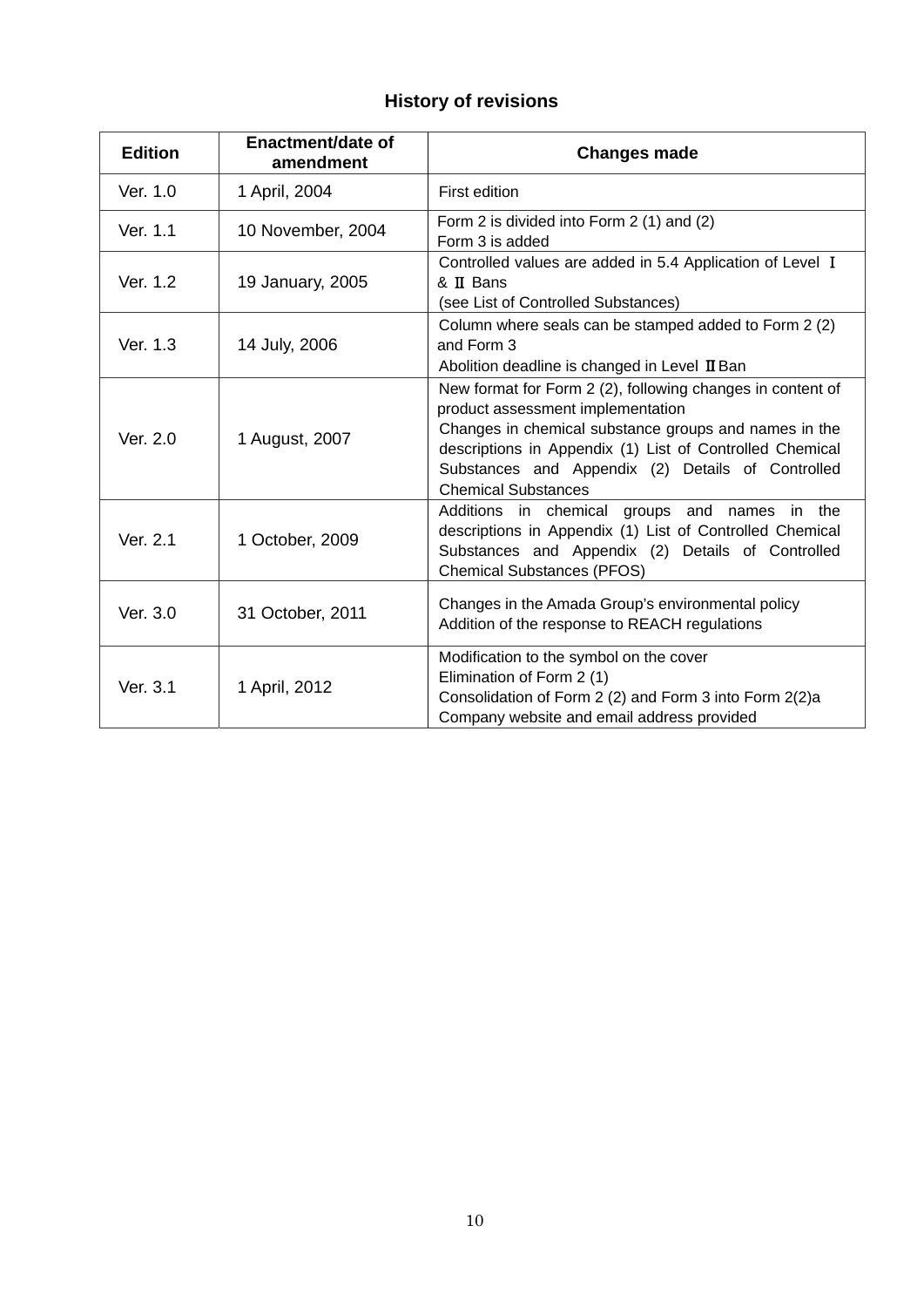## History of revisions

| Edition | Enactment/date of amendment | Changes made |
|---|---|---|
| Ver. 1.0 | 1 April, 2004 | First edition |
| Ver. 1.1 | 10 November, 2004 | Form 2 is divided into Form 2 (1) and (2)<br>Form 3 is added |
| Ver. 1.2 | 19 January, 2005 | Controlled values are added in 5.4 Application of Level Ⅰ & Ⅱ Bans<br>(see List of Controlled Substances) |
| Ver. 1.3 | 14 July, 2006 | Column where seals can be stamped added to Form 2 (2) and Form 3<br>Abolition deadline is changed in Level ⅡBan |
| Ver. 2.0 | 1 August, 2007 | New format for Form 2 (2), following changes in content of product assessment implementation<br>Changes in chemical substance groups and names in the descriptions in Appendix (1) List of Controlled Chemical Substances and Appendix (2) Details of Controlled Chemical Substances |
| Ver. 2.1 | 1 October, 2009 | Additions in chemical groups and names in the descriptions in Appendix (1) List of Controlled Chemical Substances and Appendix (2) Details of Controlled Chemical Substances (PFOS) |
| Ver. 3.0 | 31 October, 2011 | Changes in the Amada Group's environmental policy<br>Addition of the response to REACH regulations |
| Ver. 3.1 | 1 April, 2012 | Modification to the symbol on the cover<br>Elimination of Form 2 (1)<br>Consolidation of Form 2 (2) and Form 3 into Form 2(2)a<br>Company website and email address provided |